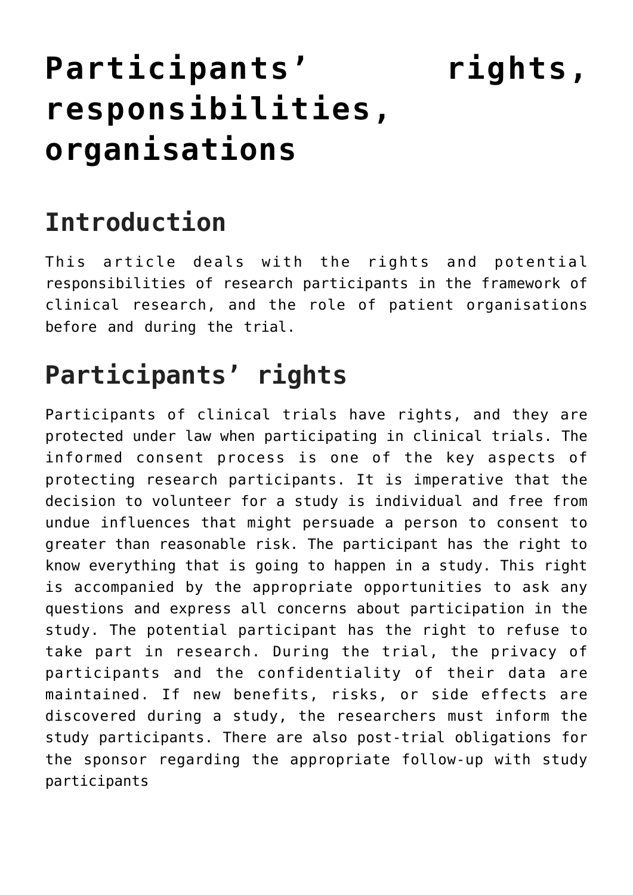# Participants' rights, responsibilities, organisations

## Introduction

This article deals with the rights and potential responsibilities of research participants in the framework of clinical research, and the role of patient organisations before and during the trial.

## Participants' rights

Participants of clinical trials have rights, and they are protected under law when participating in clinical trials. The informed consent process is one of the key aspects of protecting research participants. It is imperative that the decision to volunteer for a study is individual and free from undue influences that might persuade a person to consent to greater than reasonable risk. The participant has the right to know everything that is going to happen in a study. This right is accompanied by the appropriate opportunities to ask any questions and express all concerns about participation in the study. The potential participant has the right to refuse to take part in research. During the trial, the privacy of participants and the confidentiality of their data are maintained. If new benefits, risks, or side effects are discovered during a study, the researchers must inform the study participants. There are also post-trial obligations for the sponsor regarding the appropriate follow-up with study participants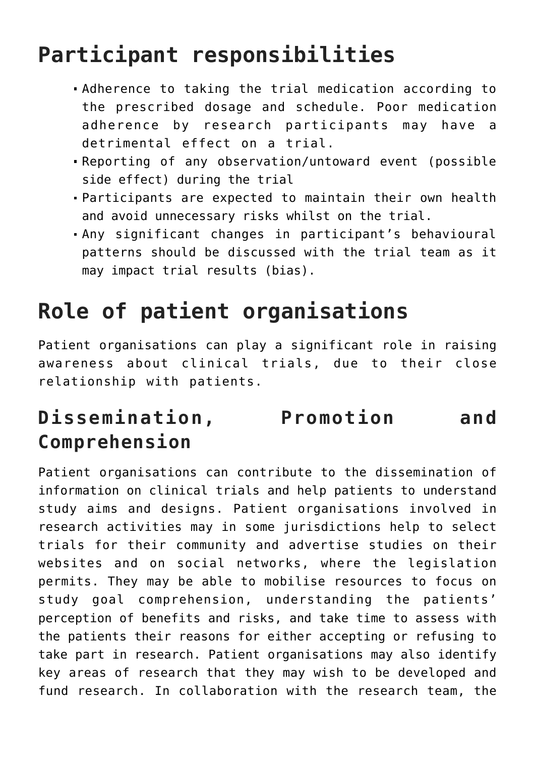## Participant responsibilities

- Adherence to taking the trial medication according to the prescribed dosage and schedule. Poor medication adherence by research participants may have a detrimental effect on a trial.
- Reporting of any observation/untoward event (possible side effect) during the trial
- Participants are expected to maintain their own health and avoid unnecessary risks whilst on the trial.
- Any significant changes in participant's behavioural patterns should be discussed with the trial team as it may impact trial results (bias).

## Role of patient organisations

Patient organisations can play a significant role in raising awareness about clinical trials, due to their close relationship with patients.

### Dissemination, Promotion and Comprehension

Patient organisations can contribute to the dissemination of information on clinical trials and help patients to understand study aims and designs. Patient organisations involved in research activities may in some jurisdictions help to select trials for their community and advertise studies on their websites and on social networks, where the legislation permits. They may be able to mobilise resources to focus on study goal comprehension, understanding the patients' perception of benefits and risks, and take time to assess with the patients their reasons for either accepting or refusing to take part in research. Patient organisations may also identify key areas of research that they may wish to be developed and fund research. In collaboration with the research team, the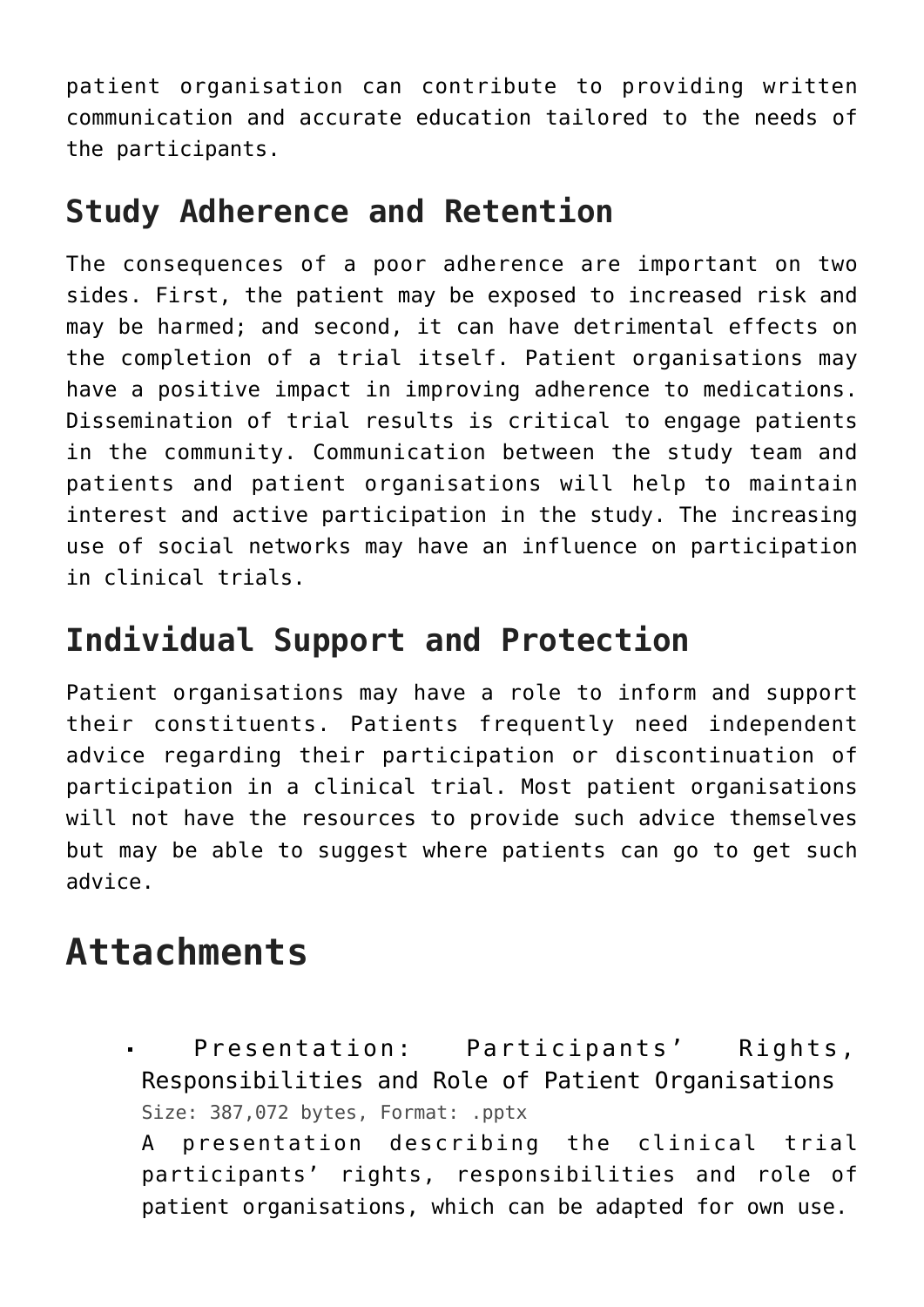patient organisation can contribute to providing written communication and accurate education tailored to the needs of the participants.

## Study Adherence and Retention

The consequences of a poor adherence are important on two sides. First, the patient may be exposed to increased risk and may be harmed; and second, it can have detrimental effects on the completion of a trial itself. Patient organisations may have a positive impact in improving adherence to medications. Dissemination of trial results is critical to engage patients in the community. Communication between the study team and patients and patient organisations will help to maintain interest and active participation in the study. The increasing use of social networks may have an influence on participation in clinical trials.

## Individual Support and Protection

Patient organisations may have a role to inform and support their constituents. Patients frequently need independent advice regarding their participation or discontinuation of participation in a clinical trial. Most patient organisations will not have the resources to provide such advice themselves but may be able to suggest where patients can go to get such advice.

# Attachments

- Presentation: Participants' Rights, Responsibilities and Role of Patient Organisations
  Size: 387,072 bytes, Format: .pptx
  A presentation describing the clinical trial participants' rights, responsibilities and role of patient organisations, which can be adapted for own use.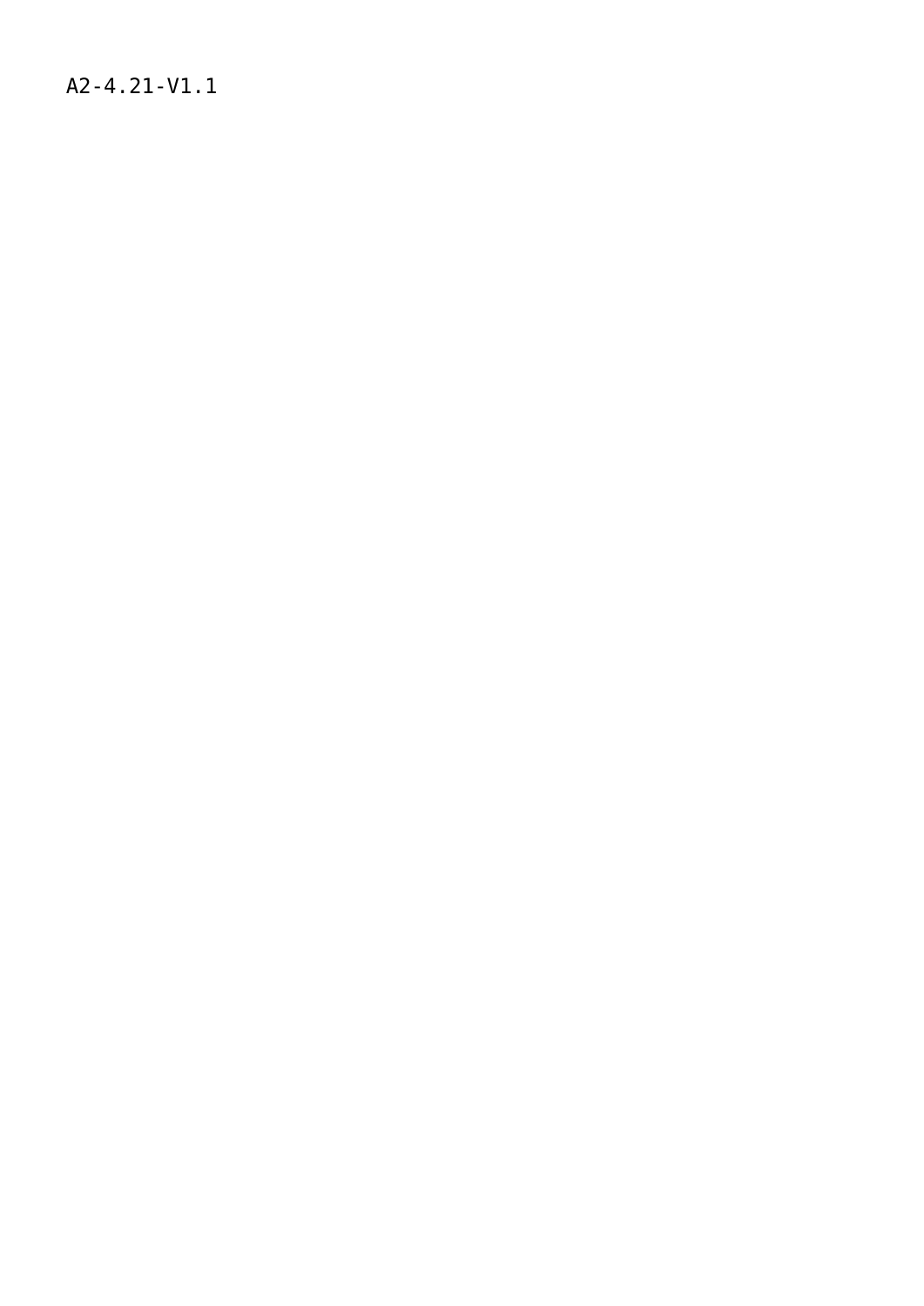A2-4.21-V1.1